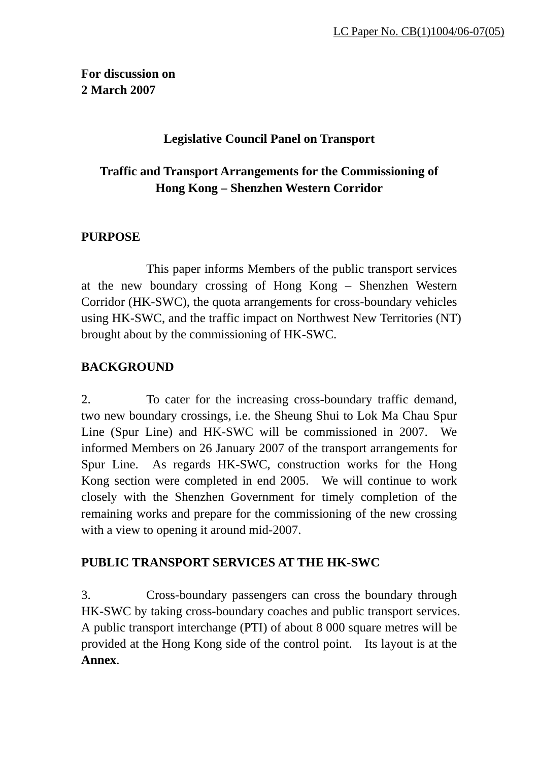LC Paper No. CB(1)1004/06-07(05)

**For discussion on**
**2 March 2007**

**Legislative Council Panel on Transport**

**Traffic and Transport Arrangements for the Commissioning of Hong Kong – Shenzhen Western Corridor**

## PURPOSE

This paper informs Members of the public transport services at the new boundary crossing of Hong Kong – Shenzhen Western Corridor (HK-SWC), the quota arrangements for cross-boundary vehicles using HK-SWC, and the traffic impact on Northwest New Territories (NT) brought about by the commissioning of HK-SWC.

## BACKGROUND

2. To cater for the increasing cross-boundary traffic demand, two new boundary crossings, i.e. the Sheung Shui to Lok Ma Chau Spur Line (Spur Line) and HK-SWC will be commissioned in 2007. We informed Members on 26 January 2007 of the transport arrangements for Spur Line. As regards HK-SWC, construction works for the Hong Kong section were completed in end 2005. We will continue to work closely with the Shenzhen Government for timely completion of the remaining works and prepare for the commissioning of the new crossing with a view to opening it around mid-2007.

## PUBLIC TRANSPORT SERVICES AT THE HK-SWC

3. Cross-boundary passengers can cross the boundary through HK-SWC by taking cross-boundary coaches and public transport services. A public transport interchange (PTI) of about 8 000 square metres will be provided at the Hong Kong side of the control point. Its layout is at the **Annex**.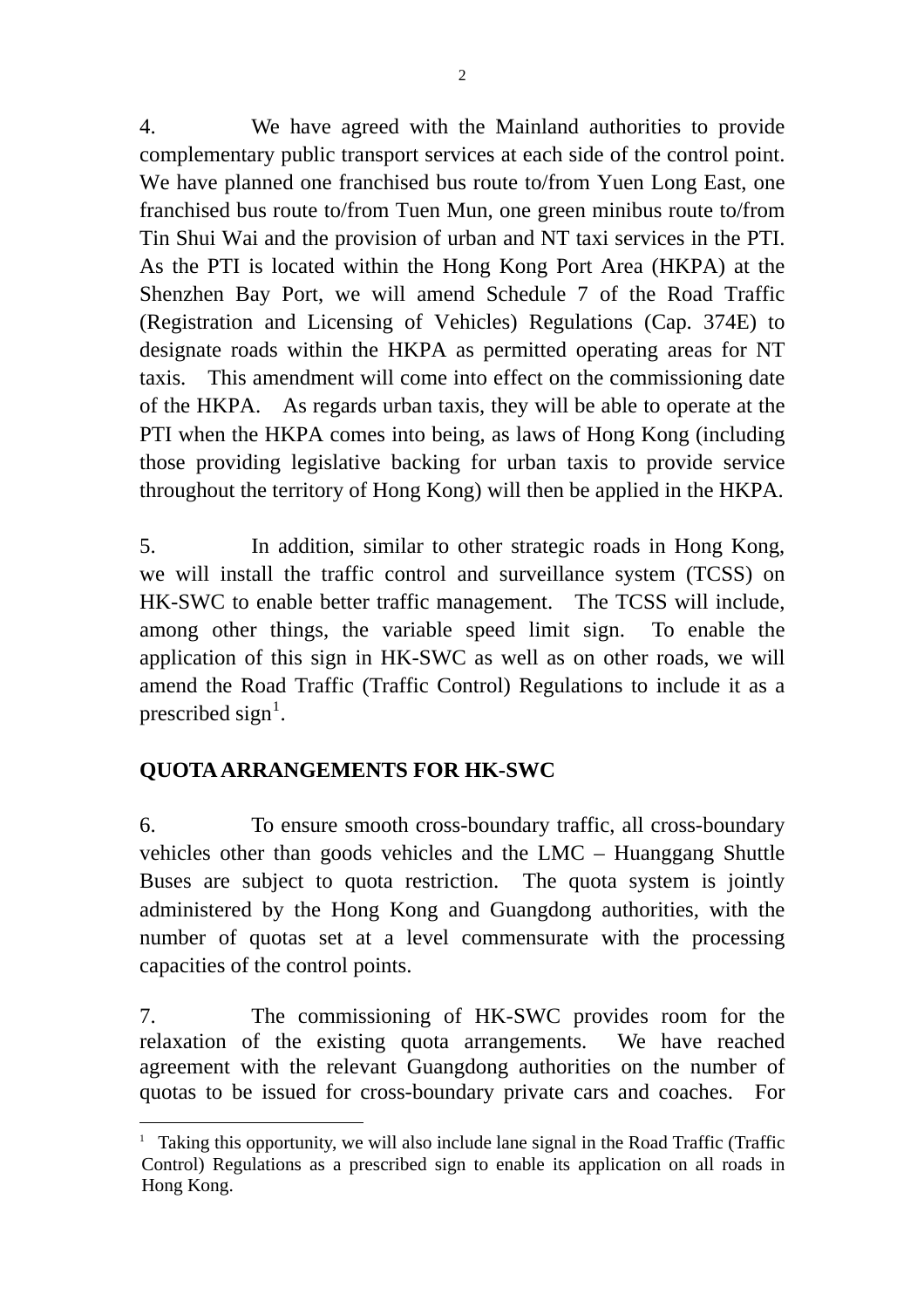4. We have agreed with the Mainland authorities to provide complementary public transport services at each side of the control point. We have planned one franchised bus route to/from Yuen Long East, one franchised bus route to/from Tuen Mun, one green minibus route to/from Tin Shui Wai and the provision of urban and NT taxi services in the PTI. As the PTI is located within the Hong Kong Port Area (HKPA) at the Shenzhen Bay Port, we will amend Schedule 7 of the Road Traffic (Registration and Licensing of Vehicles) Regulations (Cap. 374E) to designate roads within the HKPA as permitted operating areas for NT taxis. This amendment will come into effect on the commissioning date of the HKPA. As regards urban taxis, they will be able to operate at the PTI when the HKPA comes into being, as laws of Hong Kong (including those providing legislative backing for urban taxis to provide service throughout the territory of Hong Kong) will then be applied in the HKPA.

5. In addition, similar to other strategic roads in Hong Kong, we will install the traffic control and surveillance system (TCSS) on HK-SWC to enable better traffic management. The TCSS will include, among other things, the variable speed limit sign. To enable the application of this sign in HK-SWC as well as on other roads, we will amend the Road Traffic (Traffic Control) Regulations to include it as a prescribed sign[1].

**QUOTA ARRANGEMENTS FOR HK-SWC**

6. To ensure smooth cross-boundary traffic, all cross-boundary vehicles other than goods vehicles and the LMC – Huanggang Shuttle Buses are subject to quota restriction. The quota system is jointly administered by the Hong Kong and Guangdong authorities, with the number of quotas set at a level commensurate with the processing capacities of the control points.

7. The commissioning of HK-SWC provides room for the relaxation of the existing quota arrangements. We have reached agreement with the relevant Guangdong authorities on the number of quotas to be issued for cross-boundary private cars and coaches. For

---

[1] Taking this opportunity, we will also include lane signal in the Road Traffic (Traffic Control) Regulations as a prescribed sign to enable its application on all roads in Hong Kong.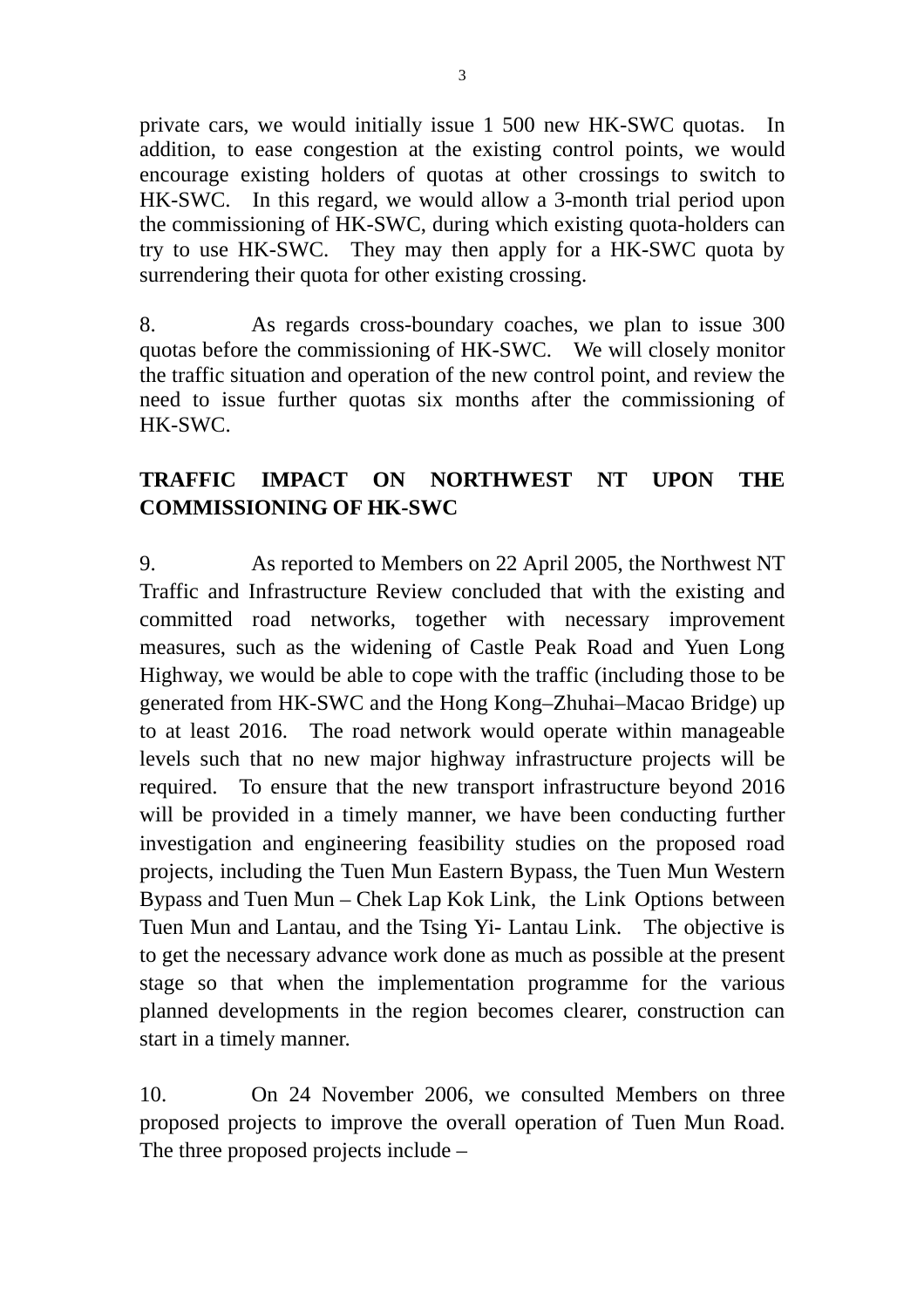private cars, we would initially issue 1 500 new HK-SWC quotas. In addition, to ease congestion at the existing control points, we would encourage existing holders of quotas at other crossings to switch to HK-SWC. In this regard, we would allow a 3-month trial period upon the commissioning of HK-SWC, during which existing quota-holders can try to use HK-SWC. They may then apply for a HK-SWC quota by surrendering their quota for other existing crossing.

8. As regards cross-boundary coaches, we plan to issue 300 quotas before the commissioning of HK-SWC. We will closely monitor the traffic situation and operation of the new control point, and review the need to issue further quotas six months after the commissioning of HK-SWC.

**TRAFFIC IMPACT ON NORTHWEST NT UPON THE COMMISSIONING OF HK-SWC**

9. As reported to Members on 22 April 2005, the Northwest NT Traffic and Infrastructure Review concluded that with the existing and committed road networks, together with necessary improvement measures, such as the widening of Castle Peak Road and Yuen Long Highway, we would be able to cope with the traffic (including those to be generated from HK-SWC and the Hong Kong–Zhuhai–Macao Bridge) up to at least 2016. The road network would operate within manageable levels such that no new major highway infrastructure projects will be required. To ensure that the new transport infrastructure beyond 2016 will be provided in a timely manner, we have been conducting further investigation and engineering feasibility studies on the proposed road projects, including the Tuen Mun Eastern Bypass, the Tuen Mun Western Bypass and Tuen Mun – Chek Lap Kok Link, the Link Options between Tuen Mun and Lantau, and the Tsing Yi- Lantau Link. The objective is to get the necessary advance work done as much as possible at the present stage so that when the implementation programme for the various planned developments in the region becomes clearer, construction can start in a timely manner.

10. On 24 November 2006, we consulted Members on three proposed projects to improve the overall operation of Tuen Mun Road. The three proposed projects include –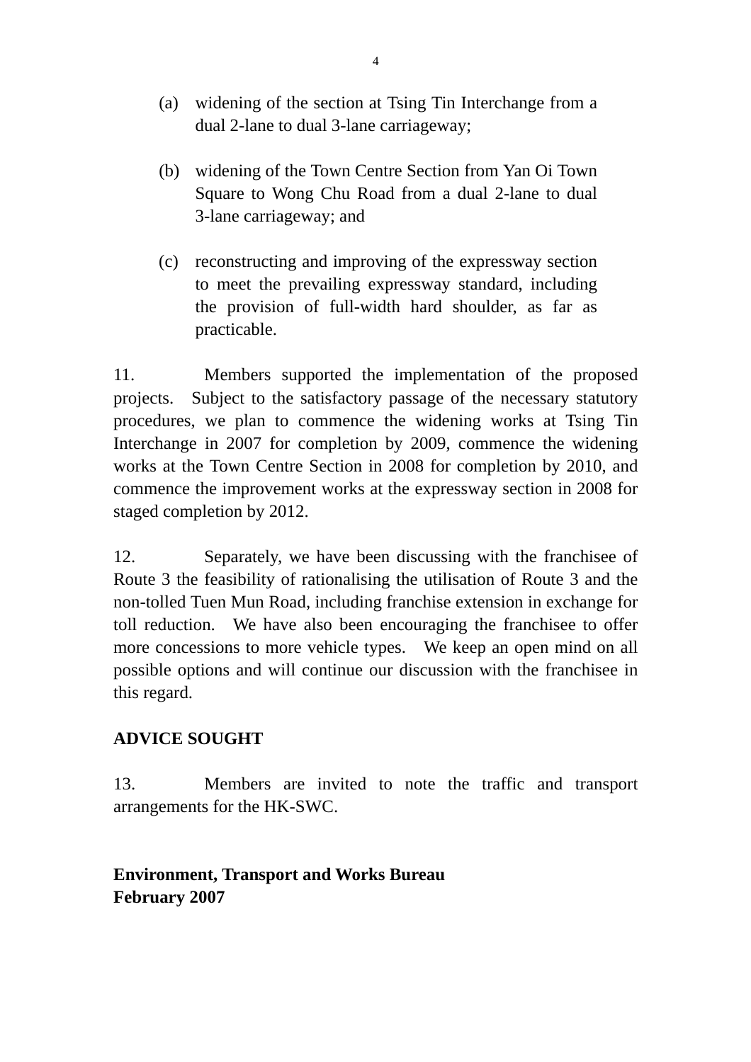(a) widening of the section at Tsing Tin Interchange from a dual 2-lane to dual 3-lane carriageway;

(b) widening of the Town Centre Section from Yan Oi Town Square to Wong Chu Road from a dual 2-lane to dual 3-lane carriageway; and

(c) reconstructing and improving of the expressway section to meet the prevailing expressway standard, including the provision of full-width hard shoulder, as far as practicable.

11. Members supported the implementation of the proposed projects. Subject to the satisfactory passage of the necessary statutory procedures, we plan to commence the widening works at Tsing Tin Interchange in 2007 for completion by 2009, commence the widening works at the Town Centre Section in 2008 for completion by 2010, and commence the improvement works at the expressway section in 2008 for staged completion by 2012.

12. Separately, we have been discussing with the franchisee of Route 3 the feasibility of rationalising the utilisation of Route 3 and the non-tolled Tuen Mun Road, including franchise extension in exchange for toll reduction. We have also been encouraging the franchisee to offer more concessions to more vehicle types. We keep an open mind on all possible options and will continue our discussion with the franchisee in this regard.

## ADVICE SOUGHT

13. Members are invited to note the traffic and transport arrangements for the HK-SWC.

**Environment, Transport and Works Bureau**
**February 2007**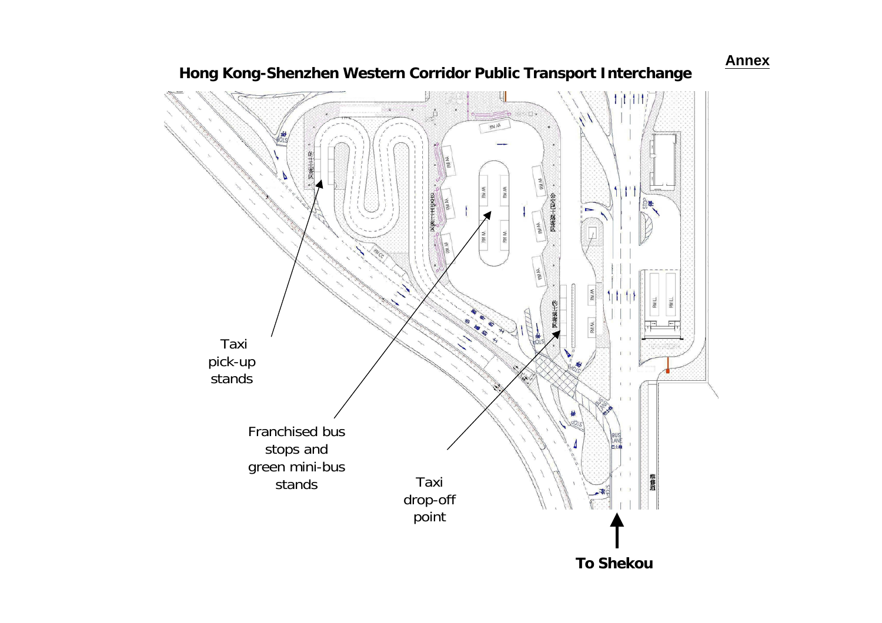**Annex**

# Hong Kong-Shenzhen Western Corridor Public Transport Interchange

Taxi pick-up stands

Franchised bus stops and green mini-bus stands

Taxi drop-off point

**To Shekou**